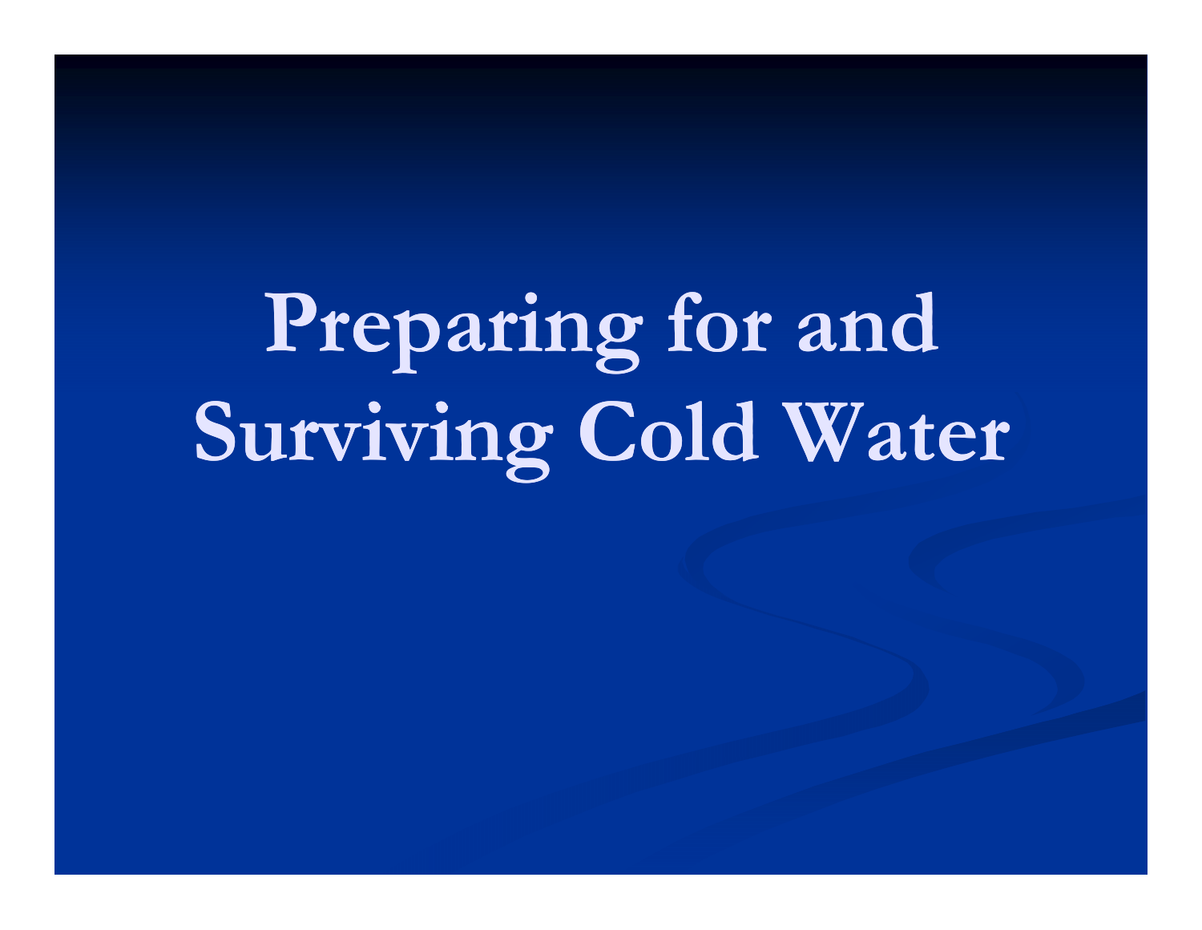# Preparing for and Surviving Cold Water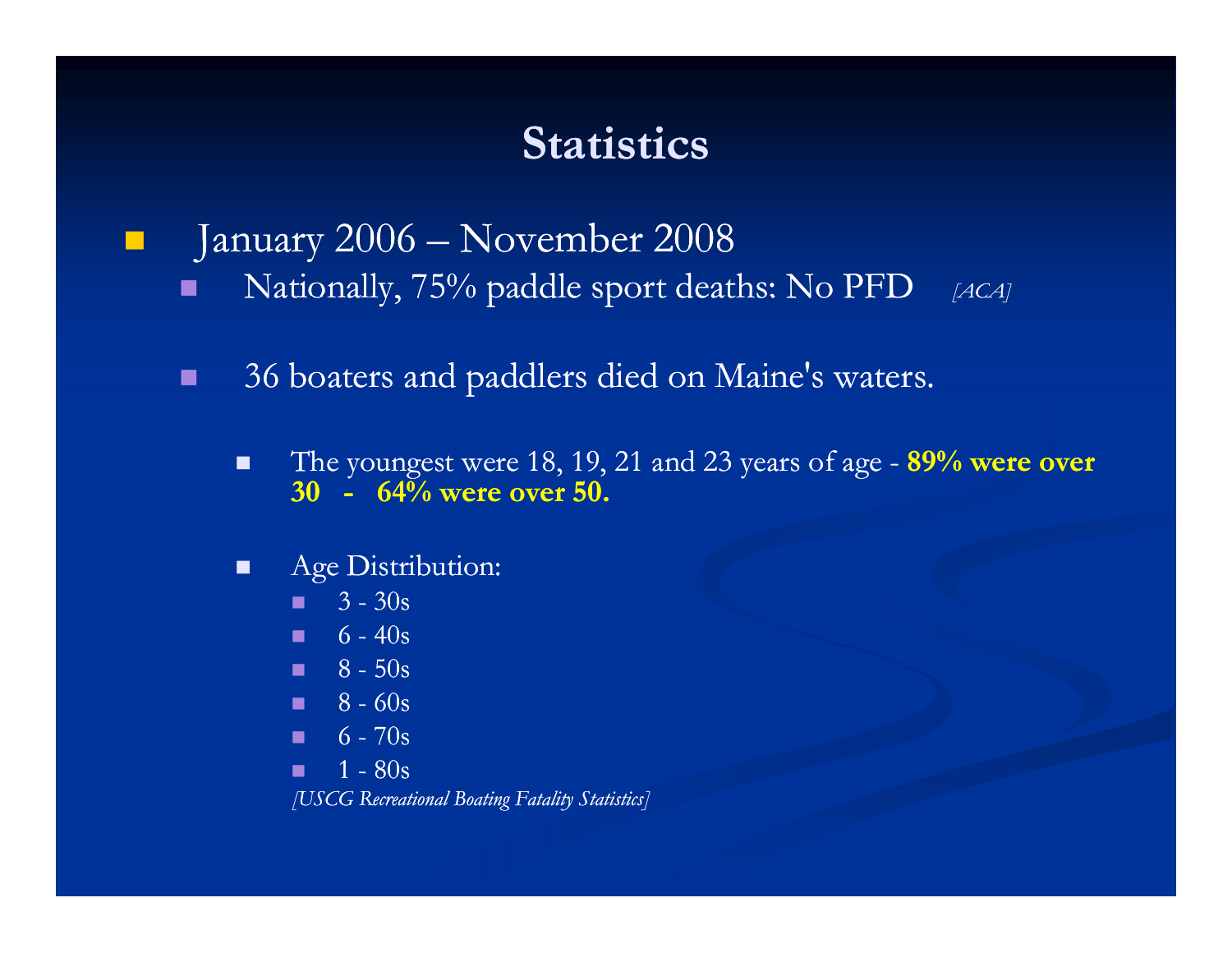# Statistics

- January 2006 – November 2008
  - Nationally, 75% paddle sport deaths: No PFD *[ACA]*
  - 36 boaters and paddlers died on Maine's waters.
    - The youngest were 18, 19, 21 and 23 years of age - **89% were over 30 - 64% were over 50.**
    - Age Distribution:
      - 3 - 30s
      - 6 - 40s
      - 8 - 50s
      - 8 - 60s
      - 6 - 70s
      - 1 - 80s

      *[USCG Recreational Boating Fatality Statistics]*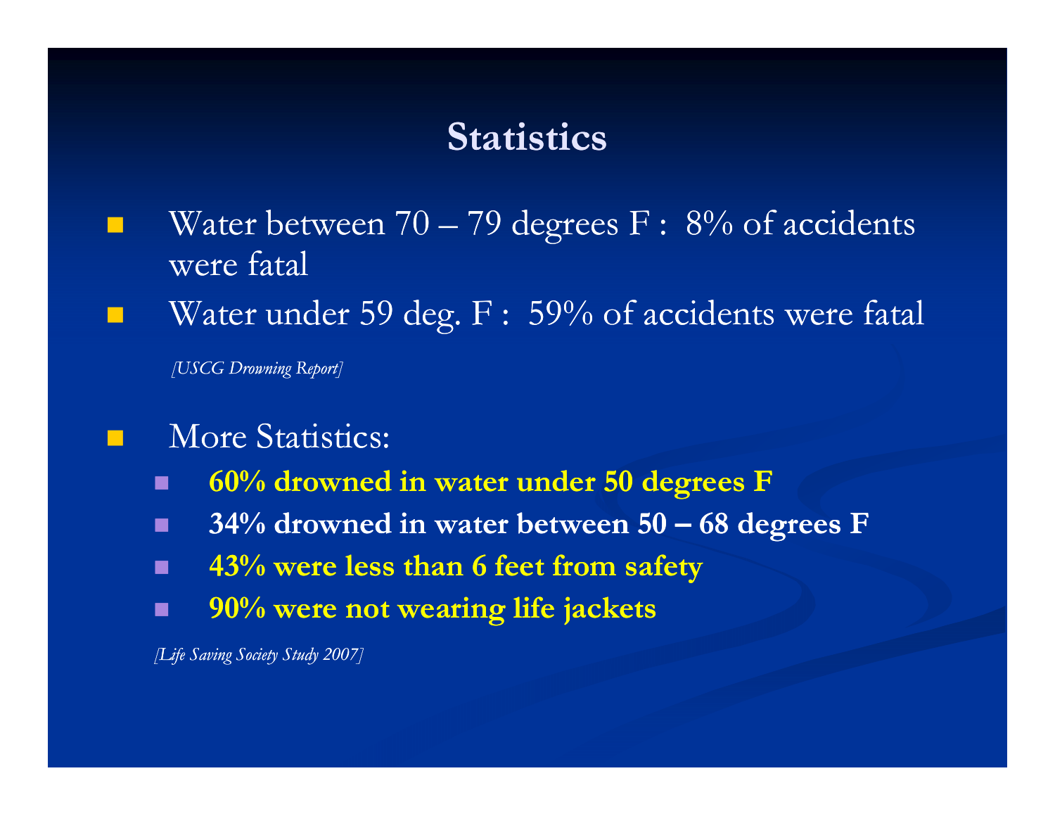# Statistics

- Water between 70 – 79 degrees F : 8% of accidents were fatal
- Water under 59 deg. F : 59% of accidents were fatal

*[USCG Drowning Report]*

- More Statistics:
  - **60% drowned in water under 50 degrees F**
  - **34% drowned in water between 50 – 68 degrees F**
  - **43% were less than 6 feet from safety**
  - **90% were not wearing life jackets**

*[Life Saving Society Study 2007]*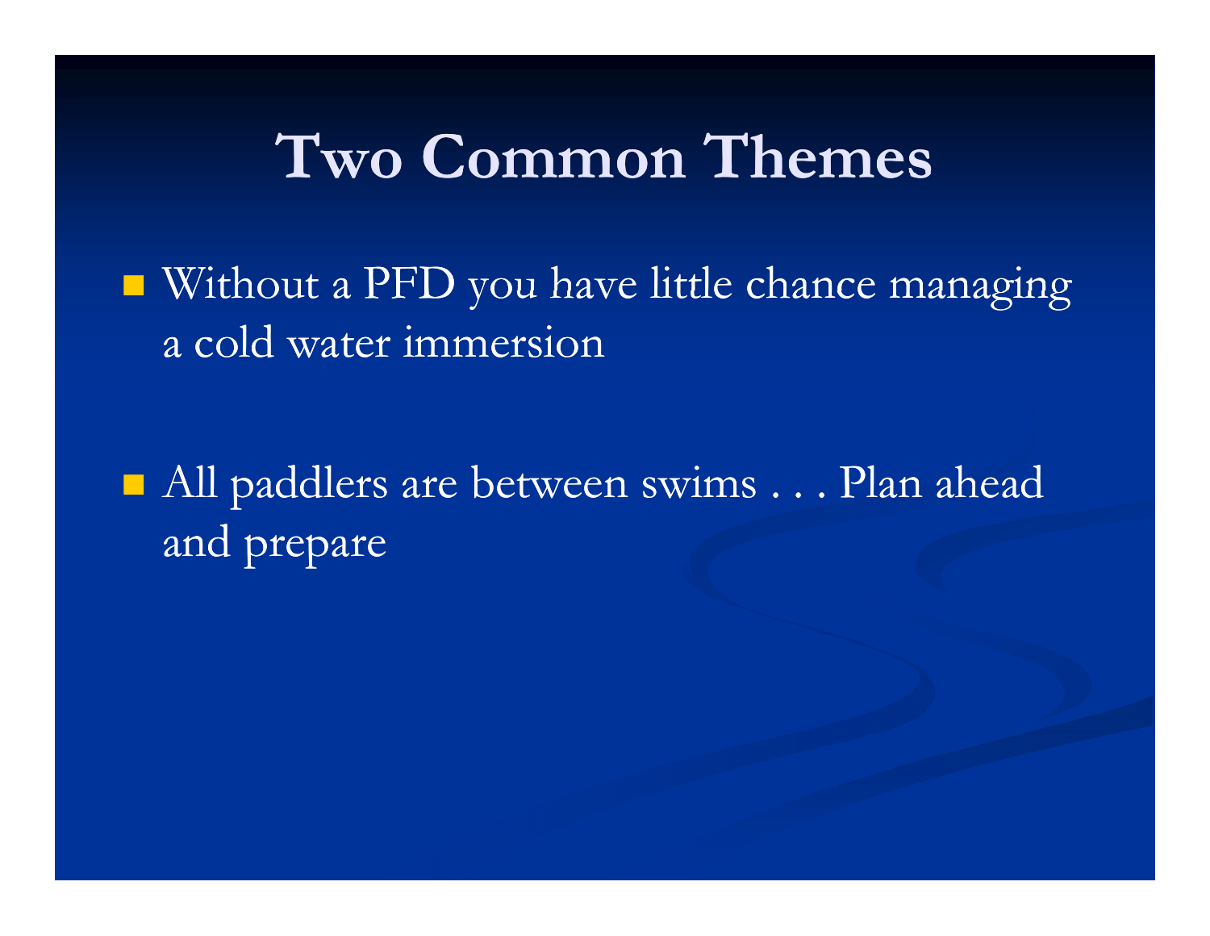# Two Common Themes

- Without a PFD you have little chance managing a cold water immersion
- All paddlers are between swims . . . Plan ahead and prepare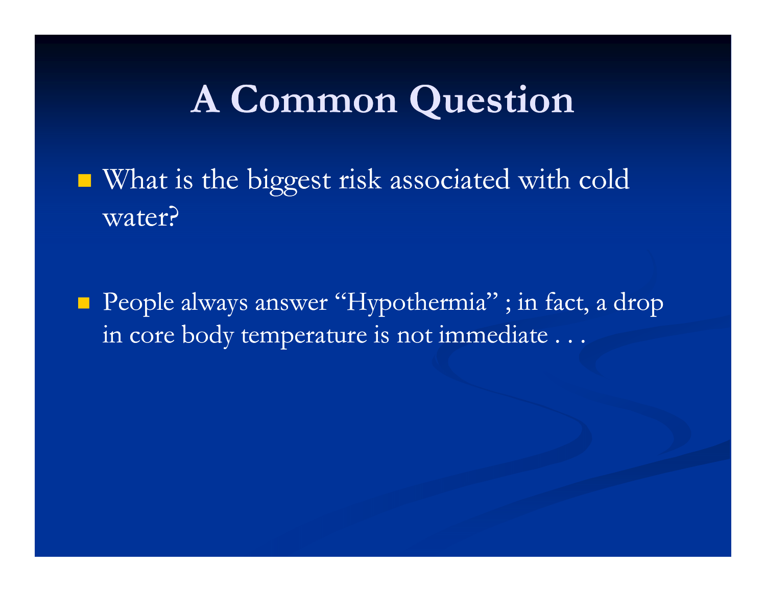# A Common Question

- What is the biggest risk associated with cold water?

- People always answer "Hypothermia" ; in fact, a drop in core body temperature is not immediate . . .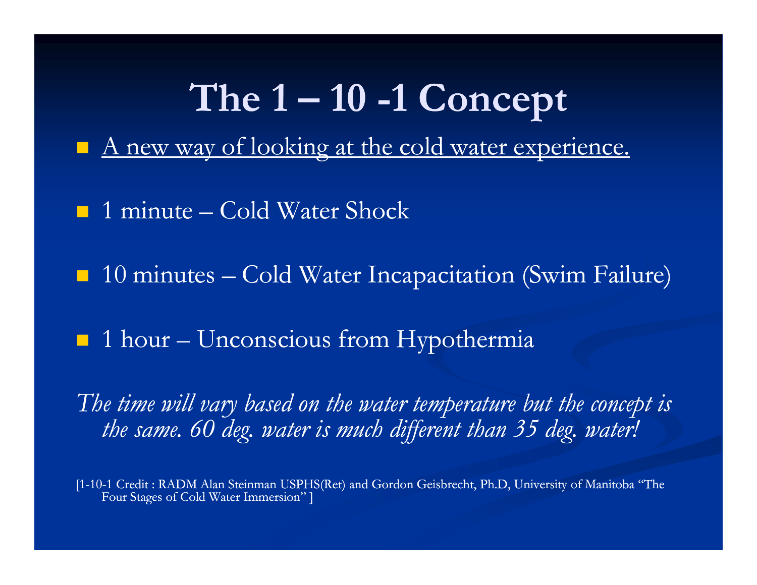# The 1 – 10 -1 Concept

- <u>A new way of looking at the cold water experience.</u>
- 1 minute – Cold Water Shock
- 10 minutes – Cold Water Incapacitation (Swim Failure)
- 1 hour – Unconscious from Hypothermia

*The time will vary based on the water temperature but the concept is the same. 60 deg. water is much different than 35 deg. water!*

[1-10-1 Credit : RADM Alan Steinman USPHS(Ret) and Gordon Geisbrecht, Ph.D, University of Manitoba "The Four Stages of Cold Water Immersion" ]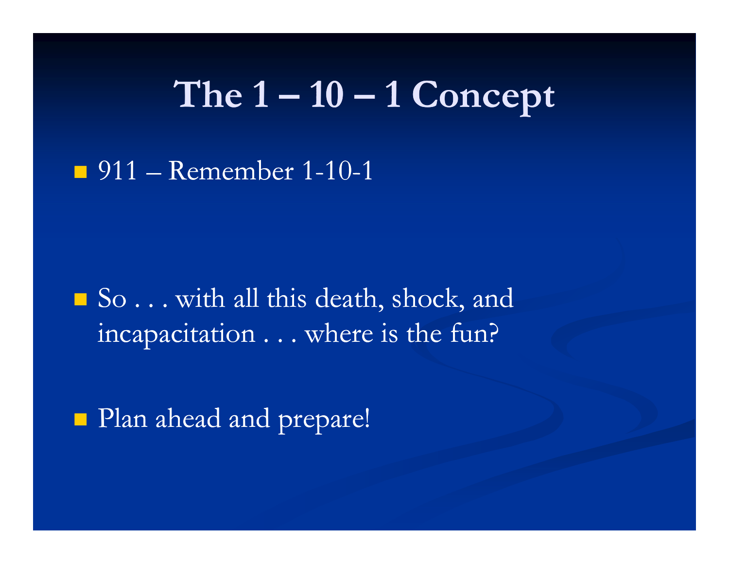# The 1 – 10 – 1 Concept

- 911 – Remember 1-10-1

- So . . . with all this death, shock, and incapacitation . . . where is the fun?

- Plan ahead and prepare!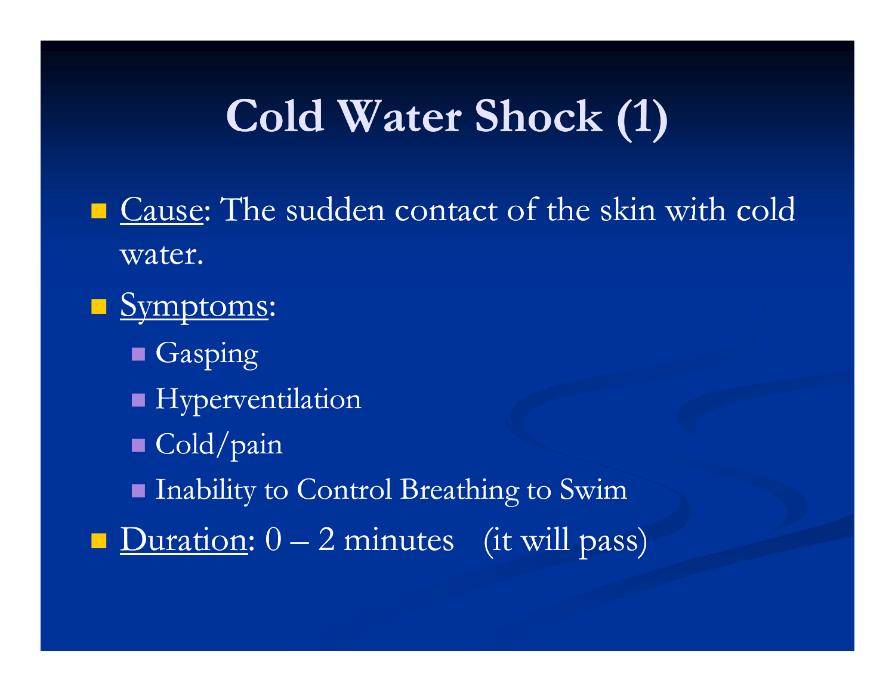# Cold Water Shock (1)

- Cause: The sudden contact of the skin with cold water.
- Symptoms:
  - Gasping
  - Hyperventilation
  - Cold/pain
  - Inability to Control Breathing to Swim
- Duration: 0 – 2 minutes (it will pass)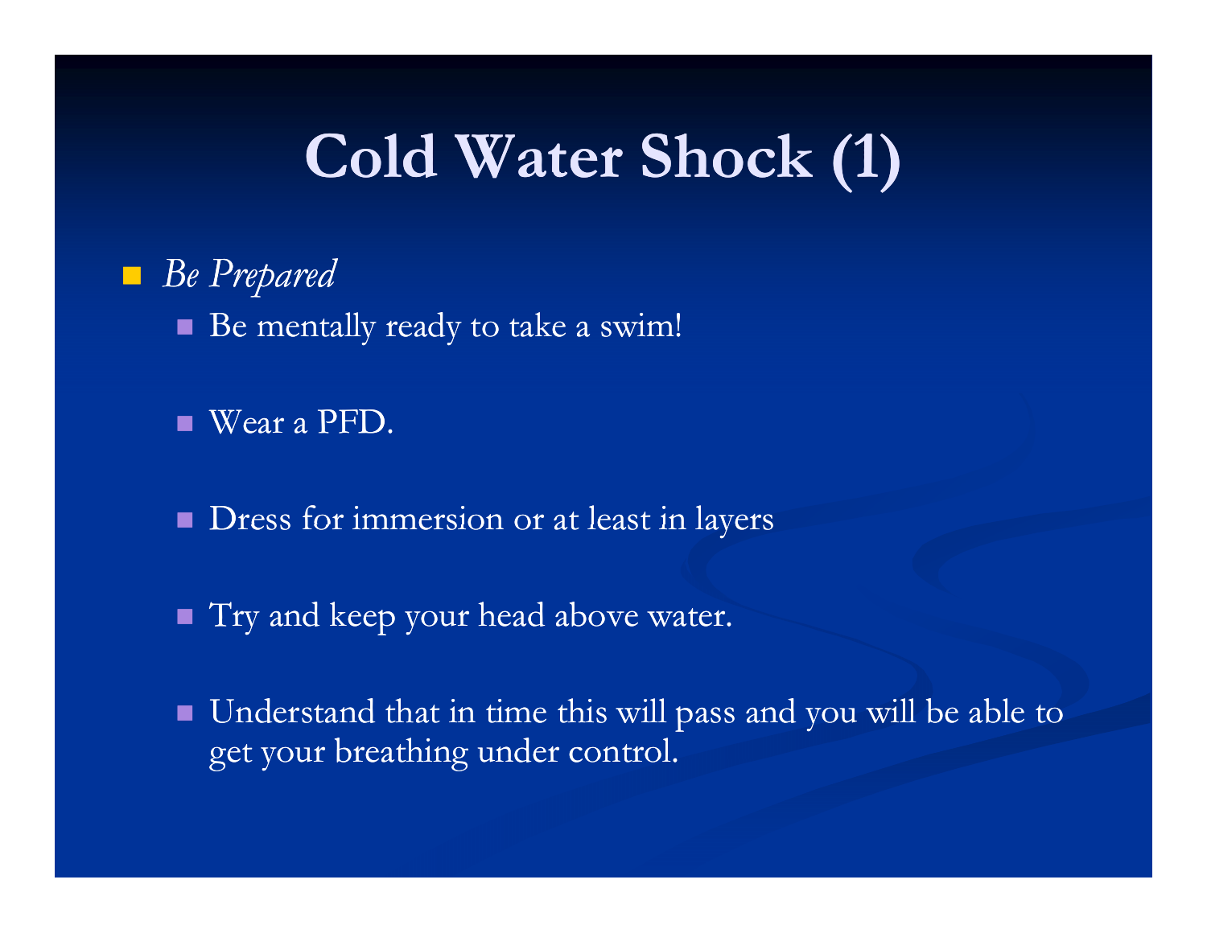# Cold Water Shock (1)

- *Be Prepared*
  - Be mentally ready to take a swim!
  - Wear a PFD.
  - Dress for immersion or at least in layers
  - Try and keep your head above water.
  - Understand that in time this will pass and you will be able to get your breathing under control.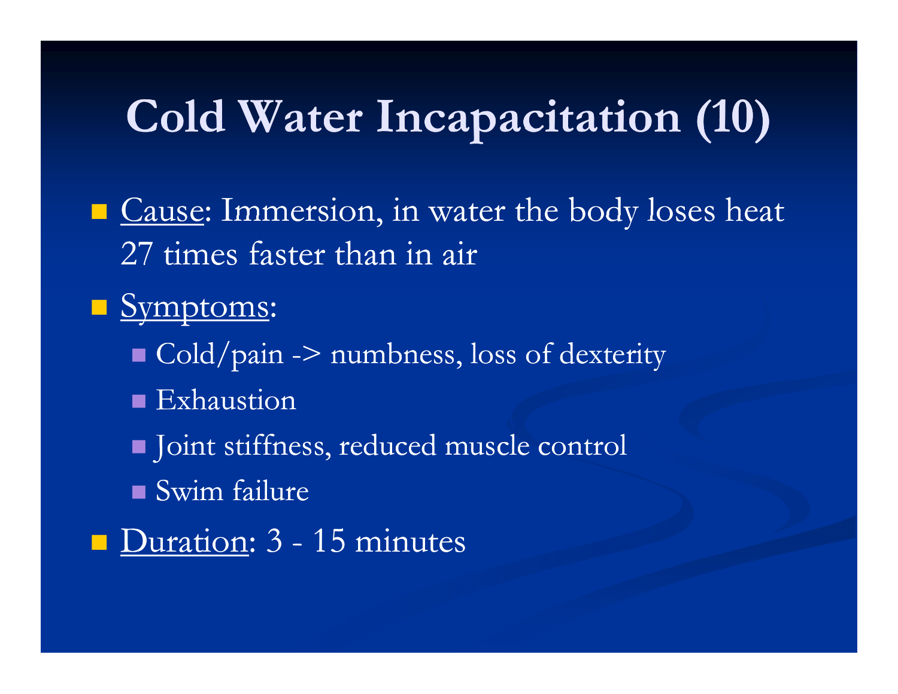# Cold Water Incapacitation (10)

- Cause: Immersion, in water the body loses heat 27 times faster than in air
- Symptoms:
  - Cold/pain -> numbness, loss of dexterity
  - Exhaustion
  - Joint stiffness, reduced muscle control
  - Swim failure
- Duration: 3 - 15 minutes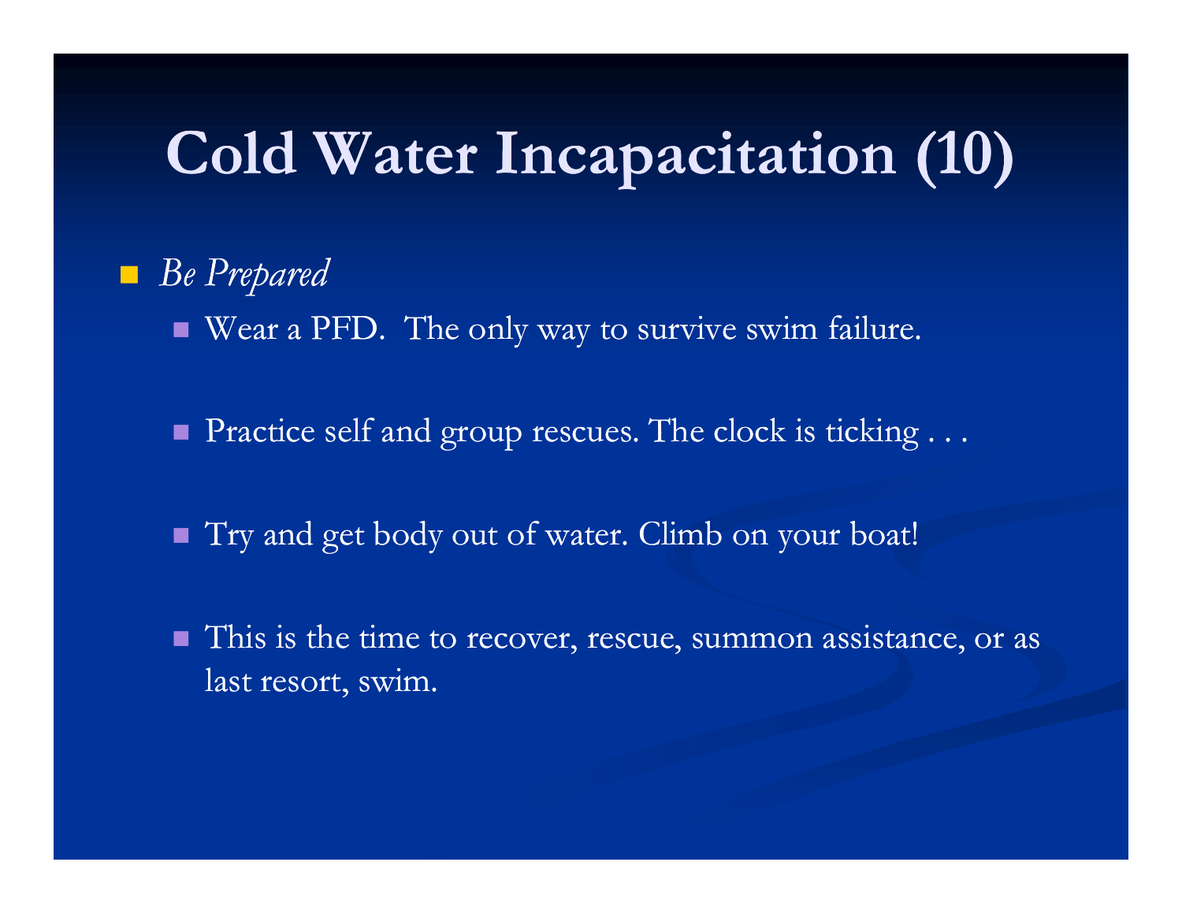# Cold Water Incapacitation (10)

- *Be Prepared*
  - Wear a PFD. The only way to survive swim failure.
  - Practice self and group rescues. The clock is ticking . . .
  - Try and get body out of water. Climb on your boat!
  - This is the time to recover, rescue, summon assistance, or as last resort, swim.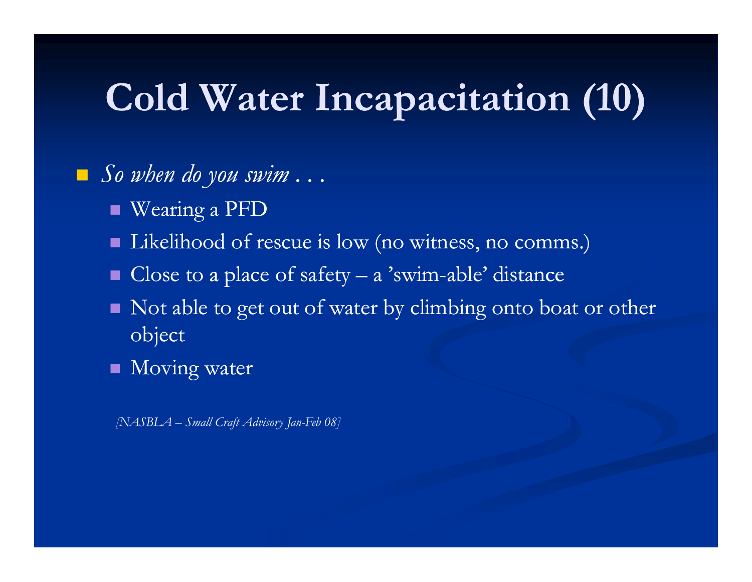# Cold Water Incapacitation (10)

- *So when do you swim . . .*
  - Wearing a PFD
  - Likelihood of rescue is low (no witness, no comms.)
  - Close to a place of safety – a 'swim-able' distance
  - Not able to get out of water by climbing onto boat or other object
  - Moving water

*[NASBLA – Small Craft Advisory Jan-Feb 08]*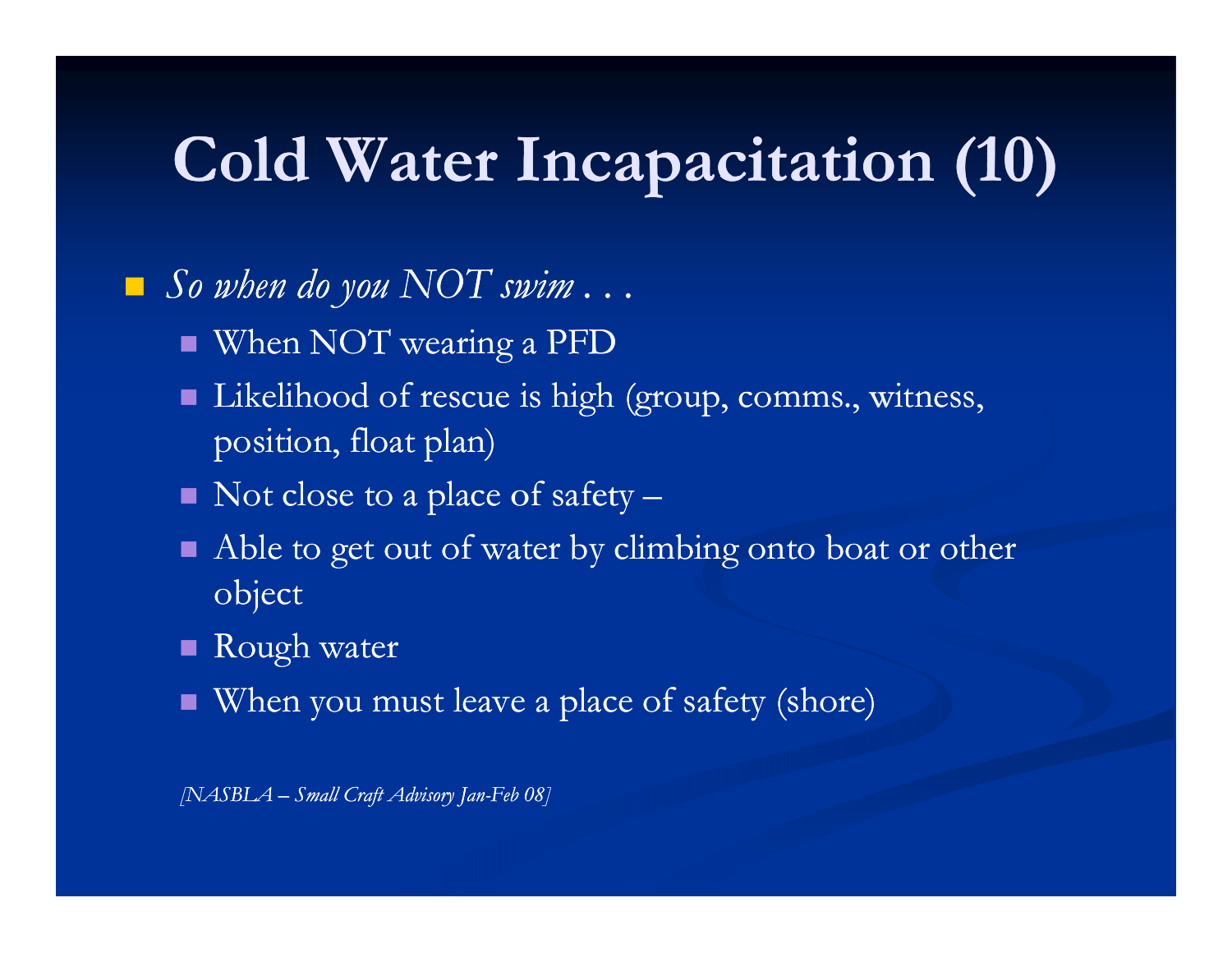# Cold Water Incapacitation (10)

- *So when do you NOT swim . . .*
  - When NOT wearing a PFD
  - Likelihood of rescue is high (group, comms., witness, position, float plan)
  - Not close to a place of safety –
  - Able to get out of water by climbing onto boat or other object
  - Rough water
  - When you must leave a place of safety (shore)

*[NASBLA – Small Craft Advisory Jan-Feb 08]*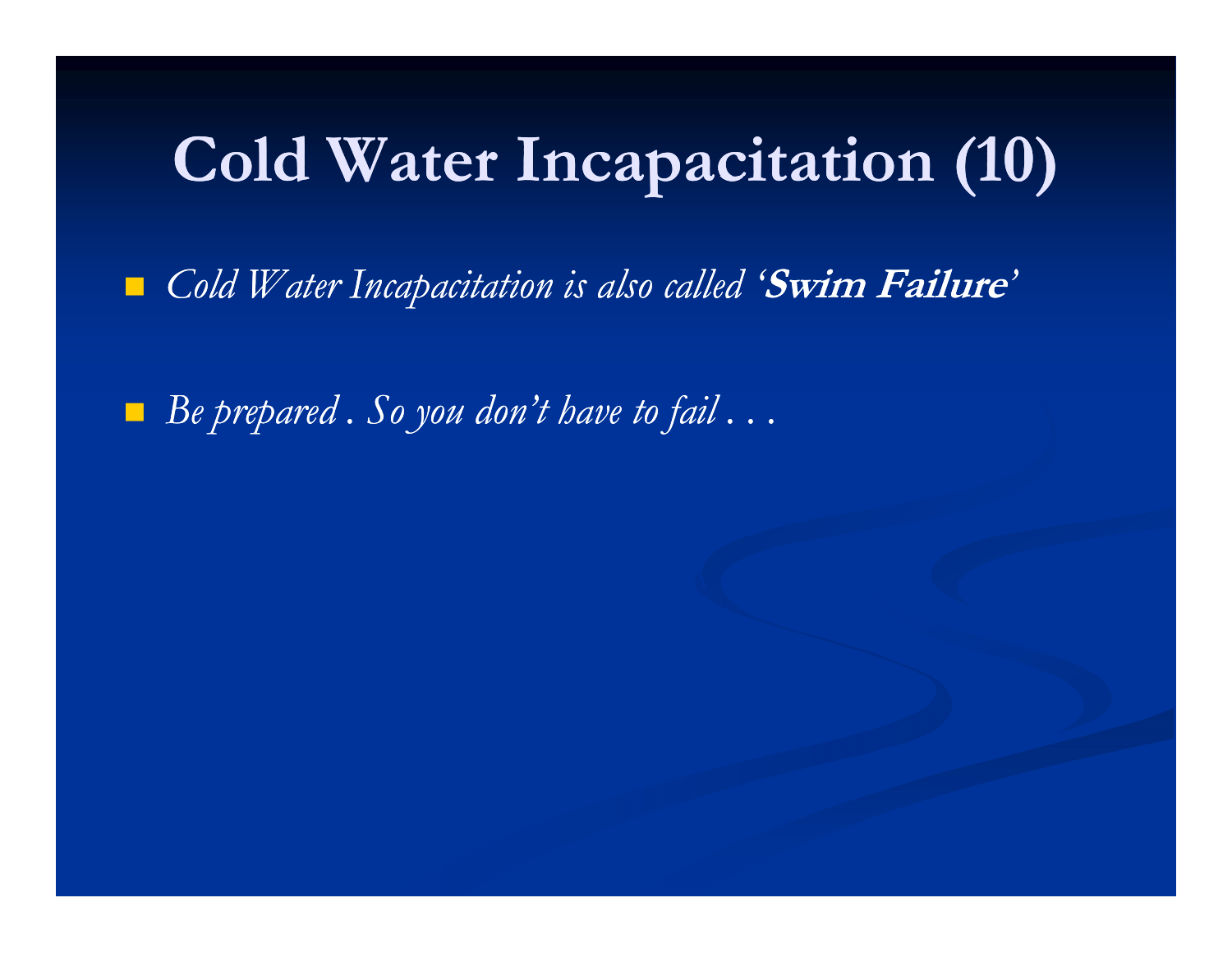# Cold Water Incapacitation (10)

- *Cold Water Incapacitation is also called '**Swim Failure**'*
- *Be prepared . So you don't have to fail . . .*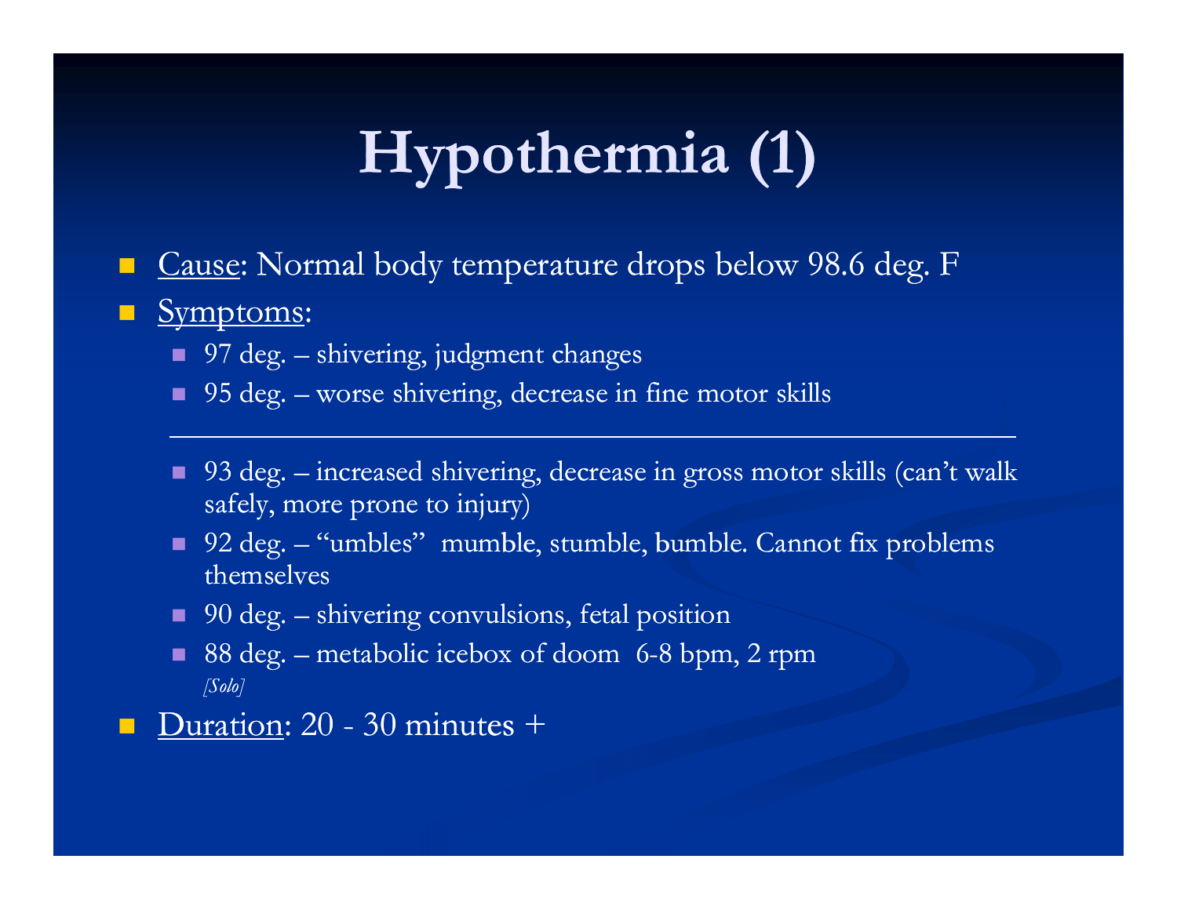# Hypothermia (1)

- Cause: Normal body temperature drops below 98.6 deg. F
- Symptoms:
  - 97 deg. – shivering, judgment changes
  - 95 deg. – worse shivering, decrease in fine motor skills

---

  - 93 deg. – increased shivering, decrease in gross motor skills (can't walk safely, more prone to injury)
  - 92 deg. – "umbles" mumble, stumble, bumble. Cannot fix problems themselves
  - 90 deg. – shivering convulsions, fetal position
  - 88 deg. – metabolic icebox of doom 6-8 bpm, 2 rpm

    *[Solo]*
- Duration: 20 - 30 minutes +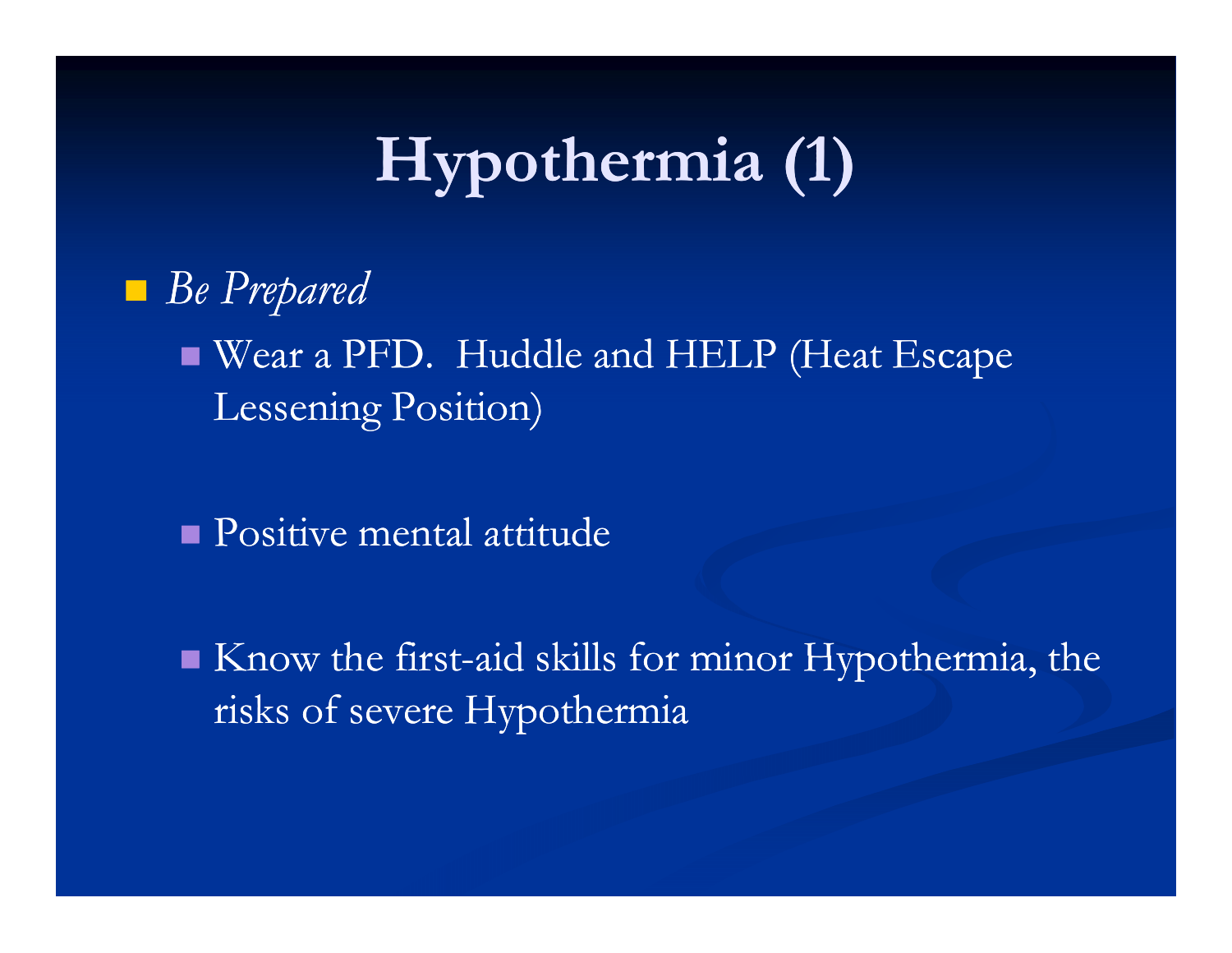# Hypothermia (1)

- *Be Prepared*
  - Wear a PFD.  Huddle and HELP (Heat Escape Lessening Position)
  - Positive mental attitude
  - Know the first-aid skills for minor Hypothermia, the risks of severe Hypothermia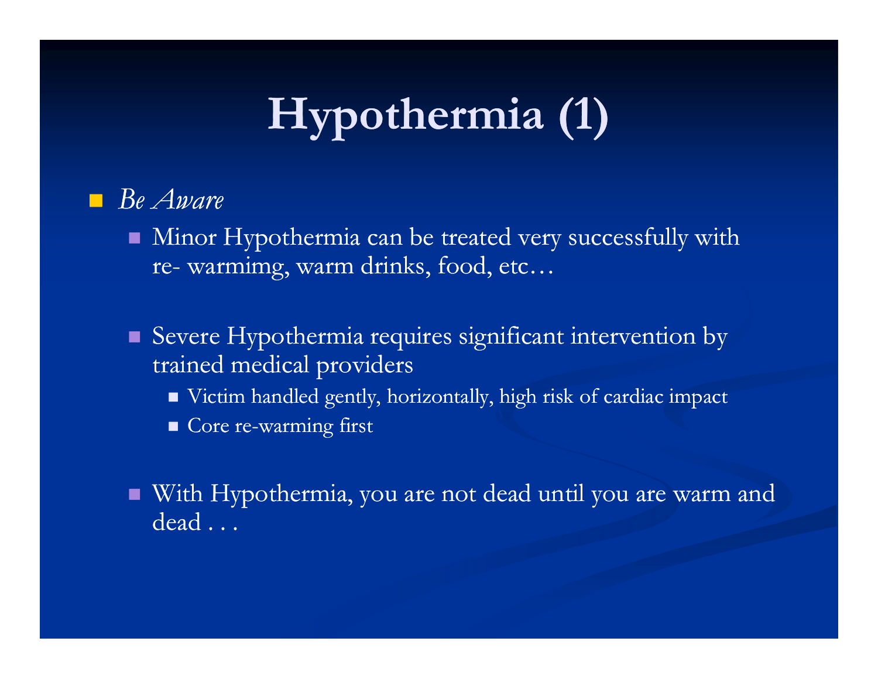# Hypothermia (1)

- *Be Aware*
  - Minor Hypothermia can be treated very successfully with re- warmimg, warm drinks, food, etc…
  - Severe Hypothermia requires significant intervention by trained medical providers
    - Victim handled gently, horizontally, high risk of cardiac impact
    - Core re-warming first
  - With Hypothermia, you are not dead until you are warm and dead . . .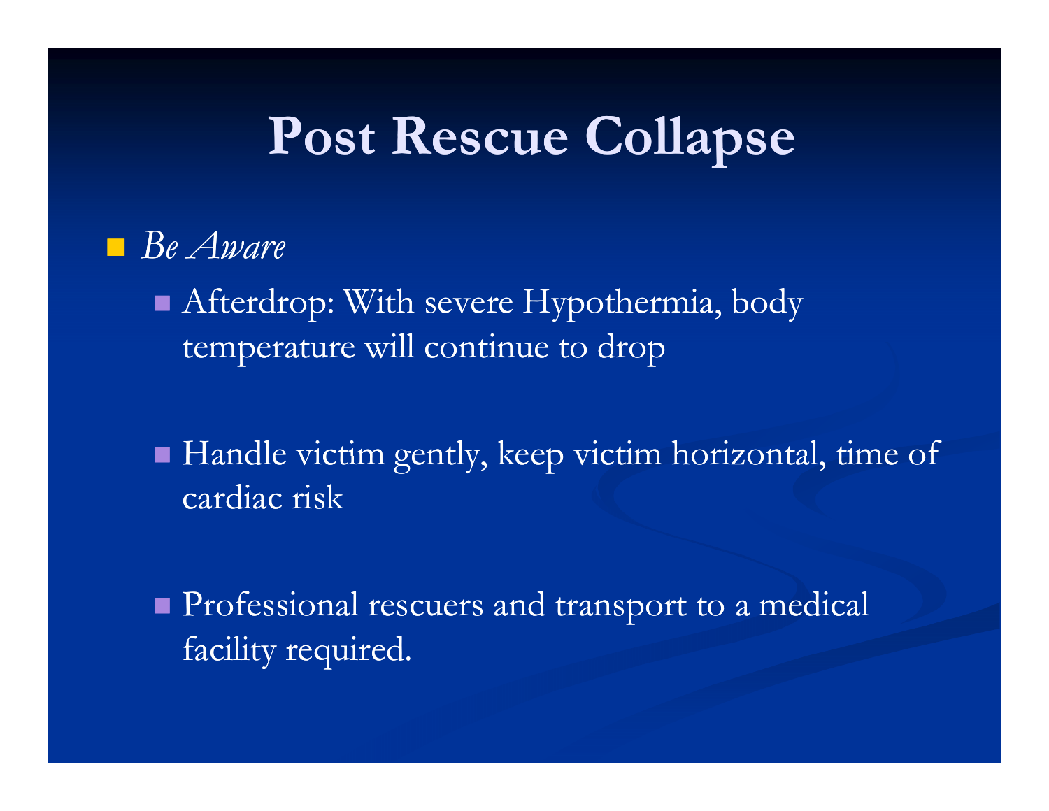# Post Rescue Collapse

- *Be Aware*
  - Afterdrop: With severe Hypothermia, body temperature will continue to drop
  - Handle victim gently, keep victim horizontal, time of cardiac risk
  - Professional rescuers and transport to a medical facility required.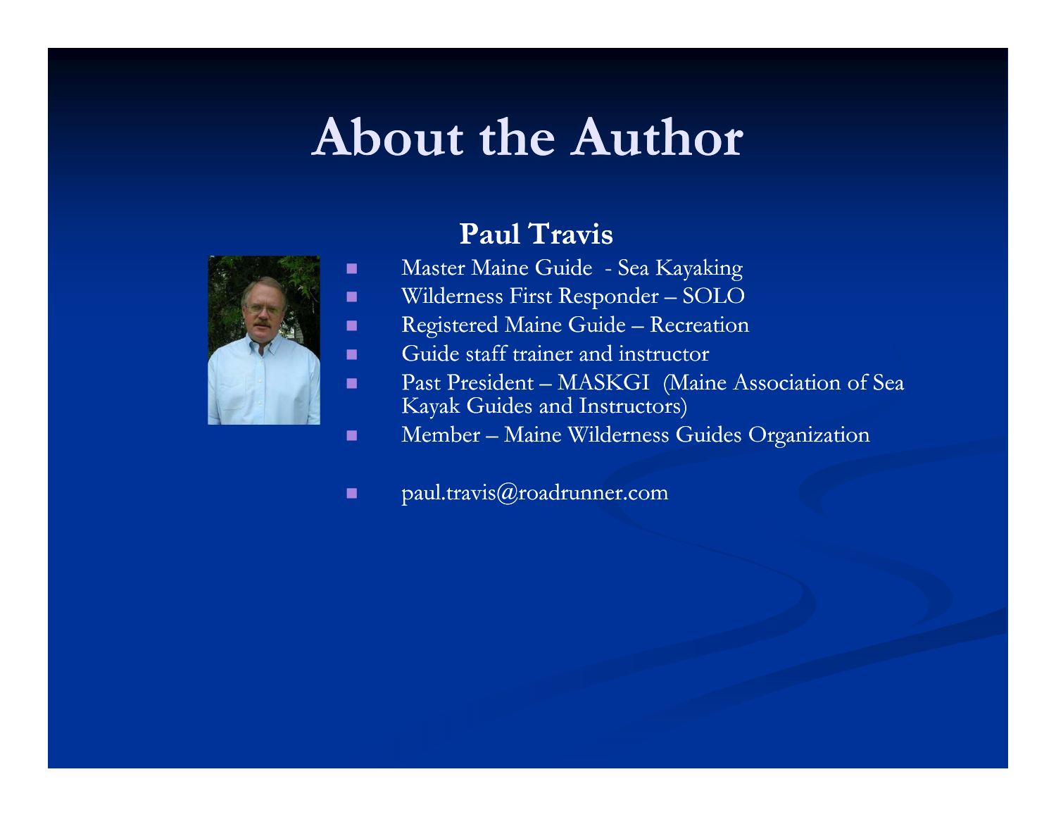# About the Author

**Paul Travis**

- Master Maine Guide - Sea Kayaking
- Wilderness First Responder – SOLO
- Registered Maine Guide – Recreation
- Guide staff trainer and instructor
- Past President – MASKGI (Maine Association of Sea Kayak Guides and Instructors)
- Member – Maine Wilderness Guides Organization
- paul.travis@roadrunner.com